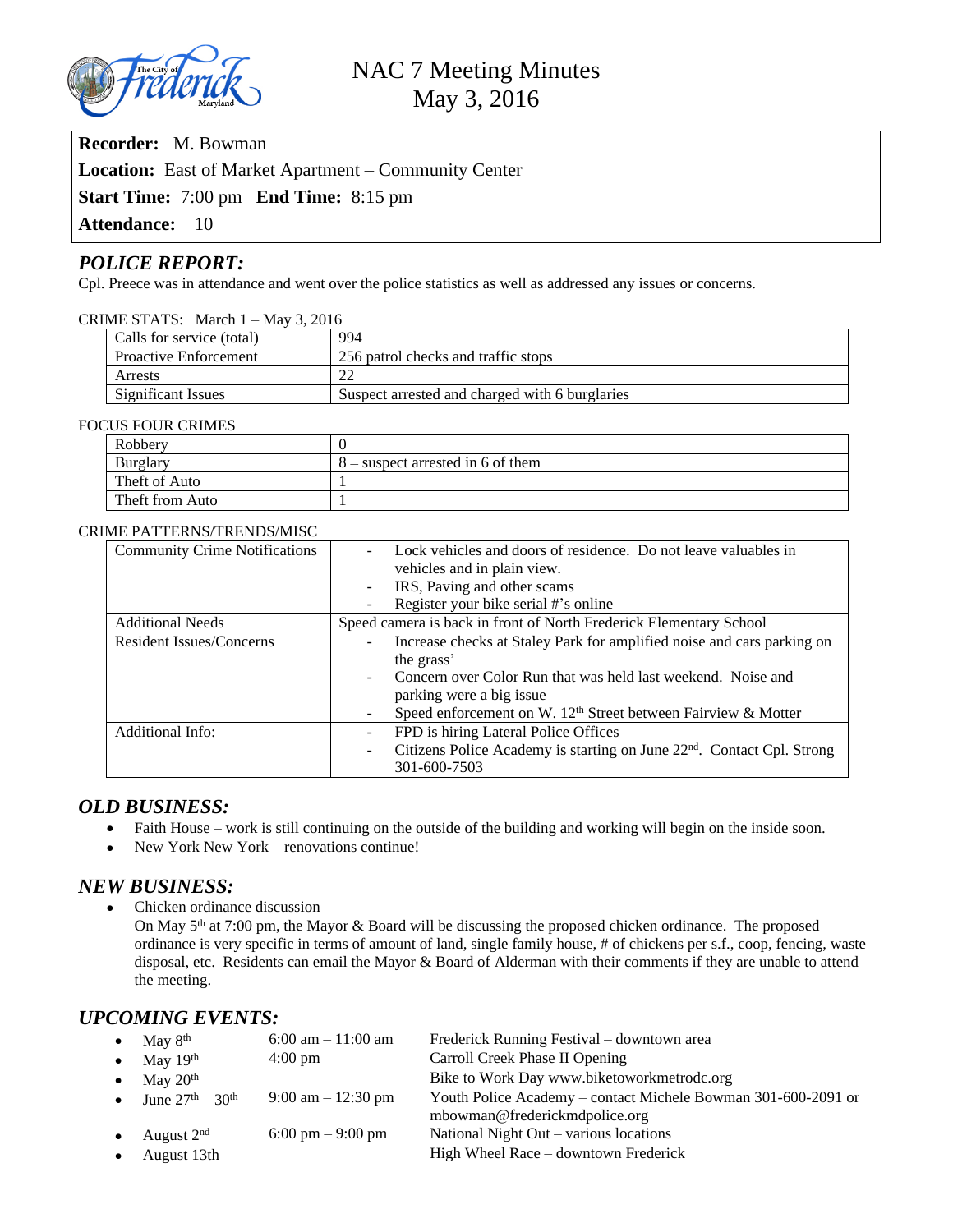# NAC 7 Meeting Minutes
## May 3, 2016

**Recorder:** M. Bowman
**Location:** East of Market Apartment – Community Center
**Start Time:** 7:00 pm **End Time:** 8:15 pm
**Attendance:** 10

## *POLICE REPORT:*

Cpl. Preece was in attendance and went over the police statistics as well as addressed any issues or concerns.

CRIME STATS: March 1 – May 3, 2016

| | |
|---|---|
| Calls for service (total) | 994 |
| Proactive Enforcement | 256 patrol checks and traffic stops |
| Arrests | 22 |
| Significant Issues | Suspect arrested and charged with 6 burglaries |

FOCUS FOUR CRIMES

| | |
|---|---|
| Robbery | 0 |
| Burglary | 8 – suspect arrested in 6 of them |
| Theft of Auto | 1 |
| Theft from Auto | 1 |

CRIME PATTERNS/TRENDS/MISC

| | |
|---|---|
| Community Crime Notifications | - Lock vehicles and doors of residence. Do not leave valuables in vehicles and in plain view.<br>- IRS, Paving and other scams<br>- Register your bike serial #'s online |
| Additional Needs | Speed camera is back in front of North Frederick Elementary School |
| Resident Issues/Concerns | - Increase checks at Staley Park for amplified noise and cars parking on the grass'<br>- Concern over Color Run that was held last weekend. Noise and parking were a big issue<br>- Speed enforcement on W. 12th Street between Fairview & Motter |
| Additional Info: | - FPD is hiring Lateral Police Offices<br>- Citizens Police Academy is starting on June 22nd. Contact Cpl. Strong 301-600-7503 |

## *OLD BUSINESS:*

- Faith House – work is still continuing on the outside of the building and working will begin on the inside soon.
- New York New York – renovations continue!

## *NEW BUSINESS:*

- Chicken ordinance discussion
  On May 5th at 7:00 pm, the Mayor & Board will be discussing the proposed chicken ordinance. The proposed ordinance is very specific in terms of amount of land, single family house, # of chickens per s.f., coop, fencing, waste disposal, etc. Residents can email the Mayor & Board of Alderman with their comments if they are unable to attend the meeting.

## *UPCOMING EVENTS:*

- May 8th — 6:00 am – 11:00 am — Frederick Running Festival – downtown area
- May 19th — 4:00 pm — Carroll Creek Phase II Opening
- May 20th — Bike to Work Day www.biketoworkmetrodc.org
- June 27th – 30th — 9:00 am – 12:30 pm — Youth Police Academy – contact Michele Bowman 301-600-2091 or mbowman@frederickmdpolice.org
- August 2nd — 6:00 pm – 9:00 pm — National Night Out – various locations
- August 13th — High Wheel Race – downtown Frederick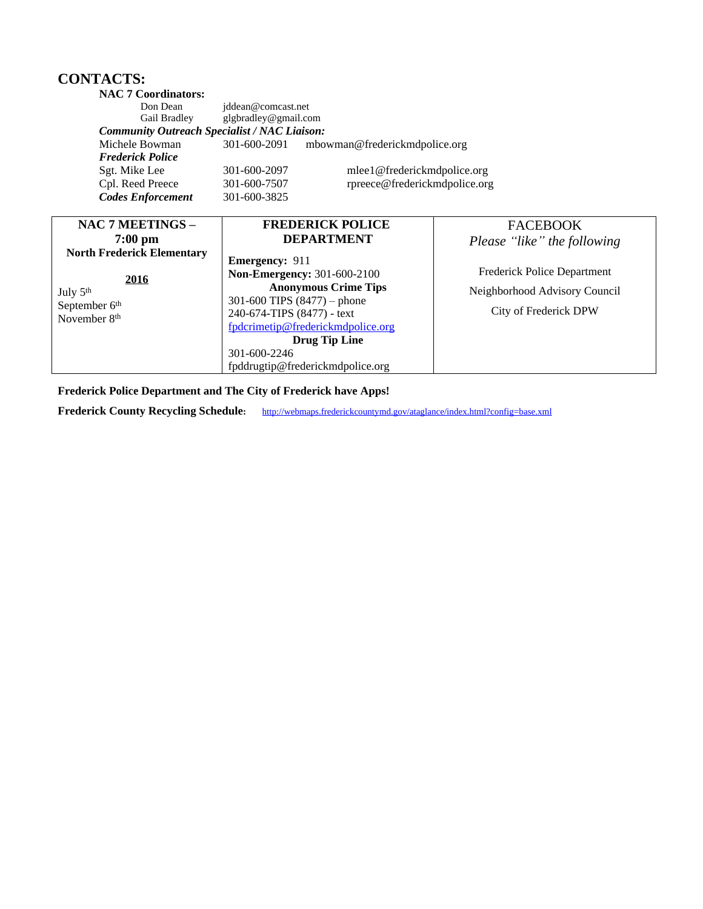## CONTACTS:

**NAC 7 Coordinators:**

| | |
|---|---|
| Don Dean | jddean@comcast.net |
| Gail Bradley | glgbradley@gmail.com |

***Community Outreach Specialist / NAC Liaison:***

| | | |
|---|---|---|
| Michele Bowman | 301-600-2091 | mbowman@frederickmdpolice.org |
| ***Frederick Police*** | | |
| Sgt. Mike Lee | 301-600-2097 | mlee1@frederickmdpolice.org |
| Cpl. Reed Preece | 301-600-7507 | rpreece@frederickmdpolice.org |
| ***Codes Enforcement*** | 301-600-3825 | |

| **NAC 7 MEETINGS – 7:00 pm North Frederick Elementary** | **FREDERICK POLICE DEPARTMENT** | FACEBOOK *Please "like" the following* |
|---|---|---|
| **2016**<br>July 5th<br>September 6th<br>November 8th | **Emergency:** 911<br>**Non-Emergency:** 301-600-2100<br>**Anonymous Crime Tips**<br>301-600 TIPS (8477) – phone<br>240-674-TIPS (8477) - text<br>fpdcrimetip@frederickmdpolice.org<br>**Drug Tip Line**<br>301-600-2246<br>fpddrugtip@frederickmdpolice.org | Frederick Police Department<br>Neighborhood Advisory Council<br>City of Frederick DPW |

**Frederick Police Department and The City of Frederick have Apps!**

**Frederick County Recycling Schedule:** http://webmaps.frederickcountymd.gov/ataglance/index.html?config=base.xml